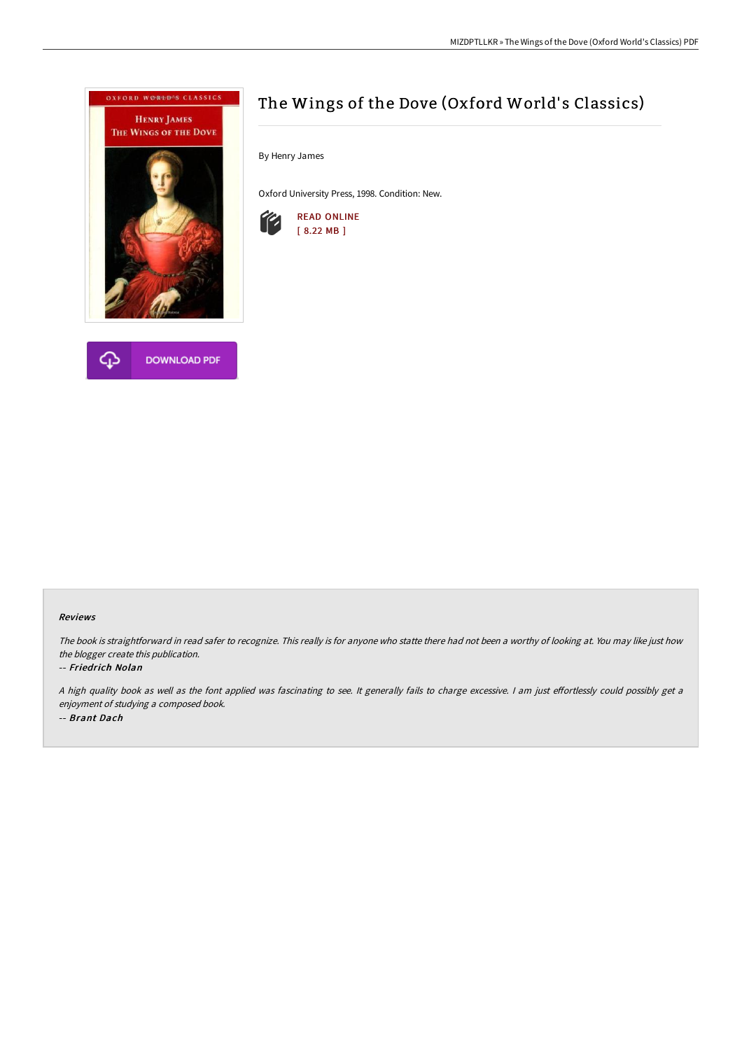# The Wings of the Dove (Oxford World's Classics)

By Henry James

Oxford University Press, 1998. Condition: New.

READ ONLINE
[ 8.22 MB ]

DOWNLOAD PDF

## Reviews

*The book is straightforward in read safer to recognize. This really is for anyone who statte there had not been a worthy of looking at. You may like just how the blogger create this publication.*

-- ***Friedrich Nolan***

*A high quality book as well as the font applied was fascinating to see. It generally fails to charge excessive. I am just effortlessly could possibly get a enjoyment of studying a composed book.*

-- ***Brant Dach***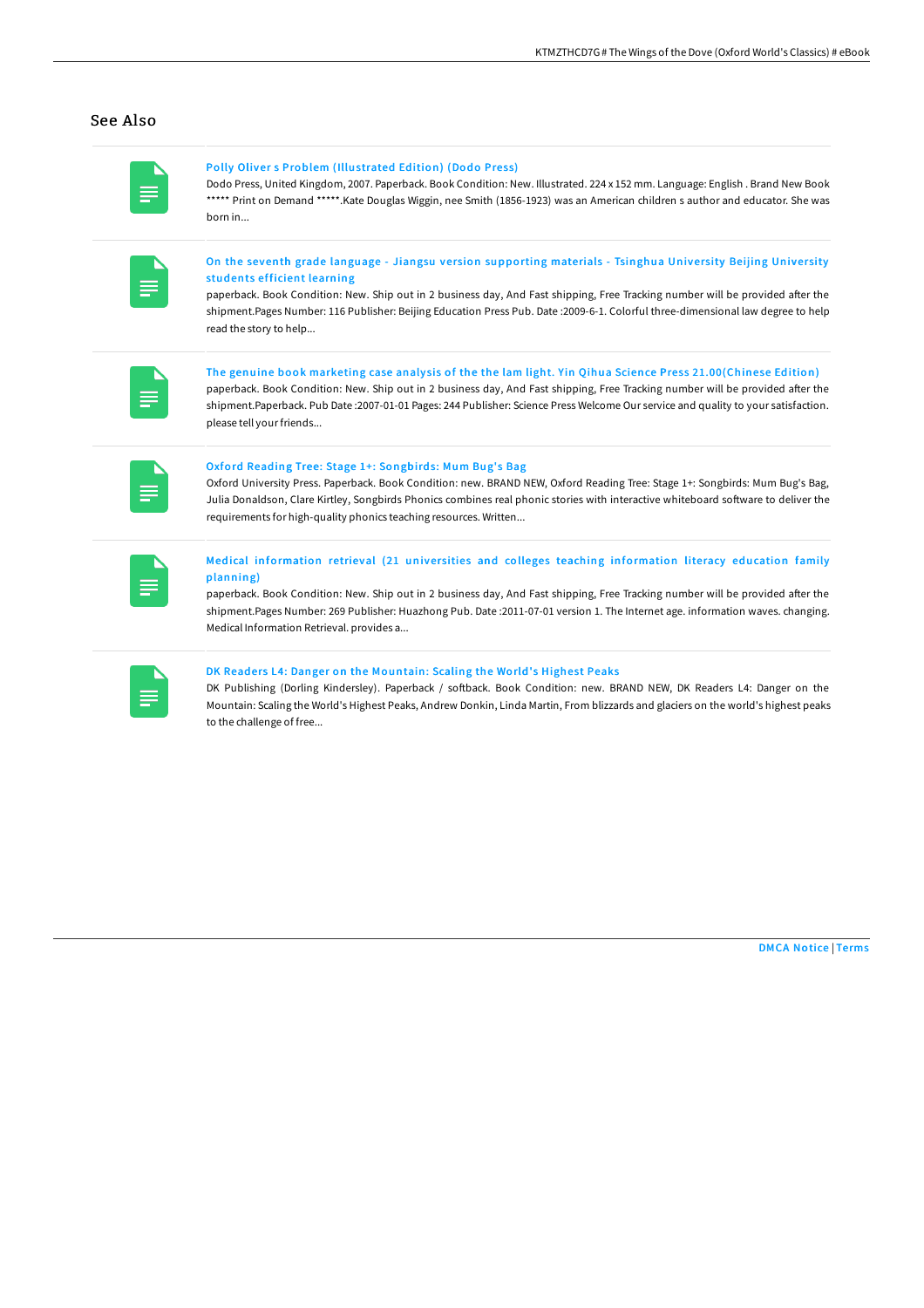## See Also

**Polly Oliver s Problem (Illustrated Edition) (Dodo Press)**

Dodo Press, United Kingdom, 2007. Paperback. Book Condition: New. Illustrated. 224 x 152 mm. Language: English . Brand New Book ***** Print on Demand *****.Kate Douglas Wiggin, nee Smith (1856-1923) was an American children s author and educator. She was born in...

**On the seventh grade language - Jiangsu version supporting materials - Tsinghua University Beijing University students efficient learning**

paperback. Book Condition: New. Ship out in 2 business day, And Fast shipping, Free Tracking number will be provided after the shipment.Pages Number: 116 Publisher: Beijing Education Press Pub. Date :2009-6-1. Colorful three-dimensional law degree to help read the story to help...

**The genuine book marketing case analysis of the the lam light. Yin Qihua Science Press 21.00(Chinese Edition)**

paperback. Book Condition: New. Ship out in 2 business day, And Fast shipping, Free Tracking number will be provided after the shipment.Paperback. Pub Date :2007-01-01 Pages: 244 Publisher: Science Press Welcome Our service and quality to your satisfaction. please tell your friends...

**Oxford Reading Tree: Stage 1+: Songbirds: Mum Bug's Bag**

Oxford University Press. Paperback. Book Condition: new. BRAND NEW, Oxford Reading Tree: Stage 1+: Songbirds: Mum Bug's Bag, Julia Donaldson, Clare Kirtley, Songbirds Phonics combines real phonic stories with interactive whiteboard software to deliver the requirements for high-quality phonics teaching resources. Written...

**Medical information retrieval (21 universities and colleges teaching information literacy education family planning)**

paperback. Book Condition: New. Ship out in 2 business day, And Fast shipping, Free Tracking number will be provided after the shipment.Pages Number: 269 Publisher: Huazhong Pub. Date :2011-07-01 version 1. The Internet age. information waves. changing. Medical Information Retrieval. provides a...

**DK Readers L4: Danger on the Mountain: Scaling the World's Highest Peaks**

DK Publishing (Dorling Kindersley). Paperback / softback. Book Condition: new. BRAND NEW, DK Readers L4: Danger on the Mountain: Scaling the World's Highest Peaks, Andrew Donkin, Linda Martin, From blizzards and glaciers on the world's highest peaks to the challenge of free...

DMCA Notice | Terms